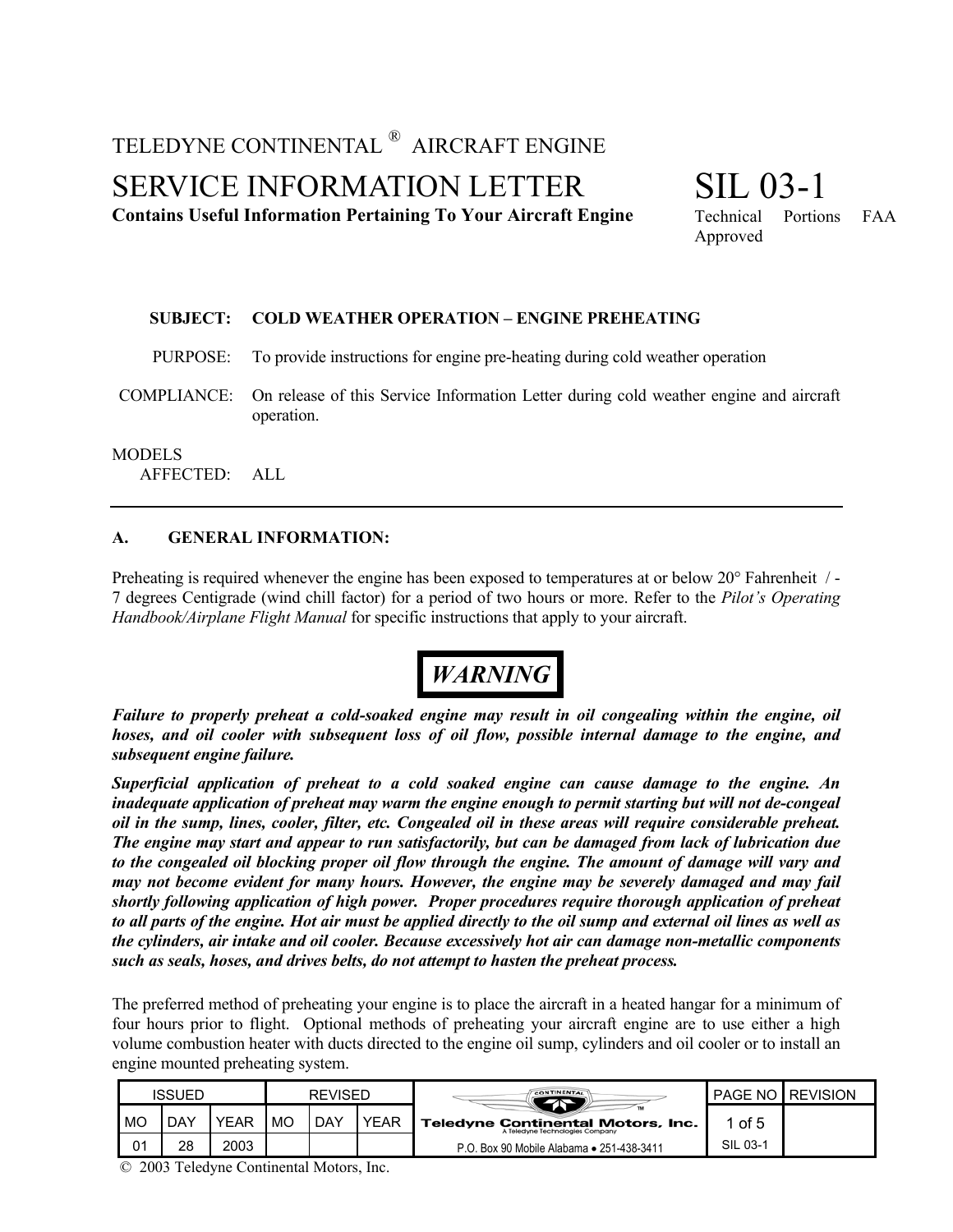TELEDYNE CONTINENTAL ® AIRCRAFT ENGINE

# SERVICE INFORMATION LETTER

**Contains Useful Information Pertaining To Your Aircraft Engine**

# SIL 03-1

Technical Portions FAA Approved

**SUBJECT:** **COLD WEATHER OPERATION – ENGINE PREHEATING**

PURPOSE: To provide instructions for engine pre-heating during cold weather operation

COMPLIANCE: On release of this Service Information Letter during cold weather engine and aircraft operation.

MODELS AFFECTED: ALL

---

## A. GENERAL INFORMATION:

Preheating is required whenever the engine has been exposed to temperatures at or below 20° Fahrenheit / -7 degrees Centigrade (wind chill factor) for a period of two hours or more. Refer to the *Pilot's Operating Handbook/Airplane Flight Manual* for specific instructions that apply to your aircraft.

**WARNING**

***Failure to properly preheat a cold-soaked engine may result in oil congealing within the engine, oil hoses, and oil cooler with subsequent loss of oil flow, possible internal damage to the engine, and subsequent engine failure.***

***Superficial application of preheat to a cold soaked engine can cause damage to the engine. An inadequate application of preheat may warm the engine enough to permit starting but will not de-congeal oil in the sump, lines, cooler, filter, etc. Congealed oil in these areas will require considerable preheat. The engine may start and appear to run satisfactorily, but can be damaged from lack of lubrication due to the congealed oil blocking proper oil flow through the engine. The amount of damage will vary and may not become evident for many hours. However, the engine may be severely damaged and may fail shortly following application of high power. Proper procedures require thorough application of preheat to all parts of the engine. Hot air must be applied directly to the oil sump and external oil lines as well as the cylinders, air intake and oil cooler. Because excessively hot air can damage non-metallic components such as seals, hoses, and drives belts, do not attempt to hasten the preheat process.***

The preferred method of preheating your engine is to place the aircraft in a heated hangar for a minimum of four hours prior to flight. Optional methods of preheating your aircraft engine are to use either a high volume combustion heater with ducts directed to the engine oil sump, cylinders and oil cooler or to install an engine mounted preheating system.

| ISSUED | | | REVISED | | | Teledyne Continental Motors, Inc. | PAGE NO | REVISION |
|---|---|---|---|---|---|---|---|---|
| MO | DAY | YEAR | MO | DAY | YEAR | A Teledyne Technologies Company | 1 of 5 | |
| 01 | 28 | 2003 | | | | P.O. Box 90 Mobile Alabama • 251-438-3411 | SIL 03-1 | |

© 2003 Teledyne Continental Motors, Inc.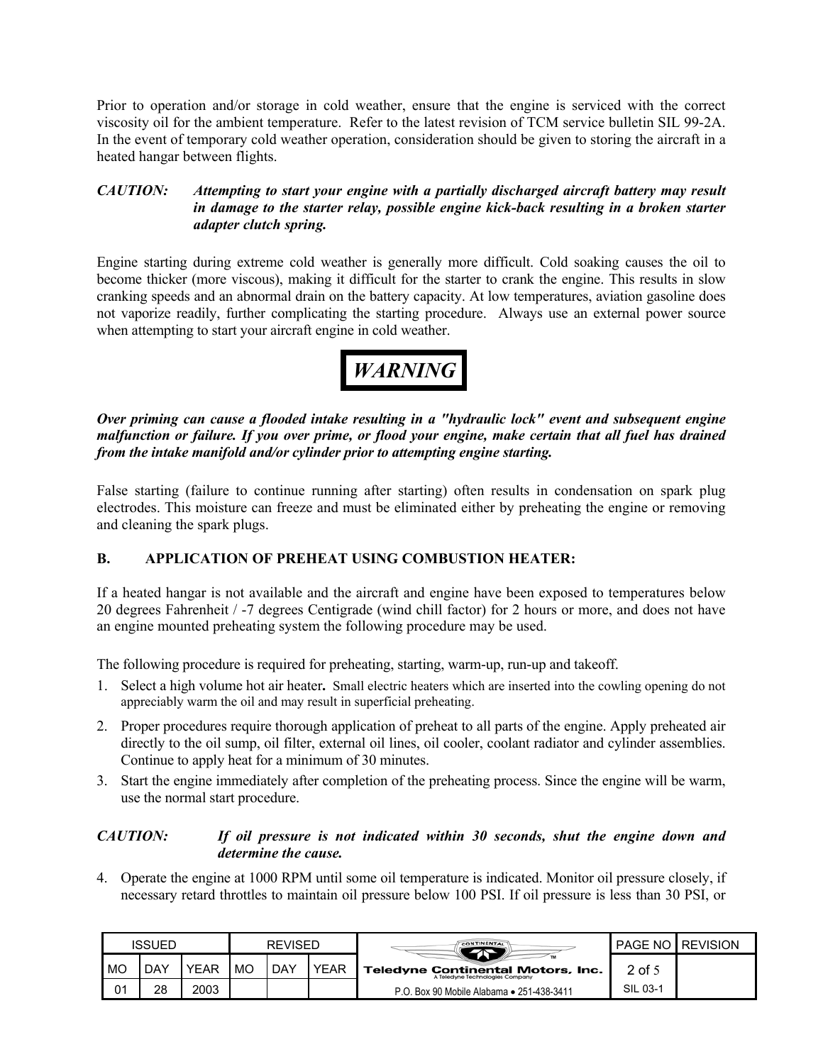Prior to operation and/or storage in cold weather, ensure that the engine is serviced with the correct viscosity oil for the ambient temperature. Refer to the latest revision of TCM service bulletin SIL 99-2A. In the event of temporary cold weather operation, consideration should be given to storing the aircraft in a heated hangar between flights.

***CAUTION:*** ***Attempting to start your engine with a partially discharged aircraft battery may result in damage to the starter relay, possible engine kick-back resulting in a broken starter adapter clutch spring.***

Engine starting during extreme cold weather is generally more difficult. Cold soaking causes the oil to become thicker (more viscous), making it difficult for the starter to crank the engine. This results in slow cranking speeds and an abnormal drain on the battery capacity. At low temperatures, aviation gasoline does not vaporize readily, further complicating the starting procedure. Always use an external power source when attempting to start your aircraft engine in cold weather.

***WARNING***

***Over priming can cause a flooded intake resulting in a "hydraulic lock" event and subsequent engine malfunction or failure. If you over prime, or flood your engine, make certain that all fuel has drained from the intake manifold and/or cylinder prior to attempting engine starting.***

False starting (failure to continue running after starting) often results in condensation on spark plug electrodes. This moisture can freeze and must be eliminated either by preheating the engine or removing and cleaning the spark plugs.

## B. APPLICATION OF PREHEAT USING COMBUSTION HEATER:

If a heated hangar is not available and the aircraft and engine have been exposed to temperatures below 20 degrees Fahrenheit / -7 degrees Centigrade (wind chill factor) for 2 hours or more, and does not have an engine mounted preheating system the following procedure may be used.

The following procedure is required for preheating, starting, warm-up, run-up and takeoff.

1. Select a high volume hot air heater**.** Small electric heaters which are inserted into the cowling opening do not appreciably warm the oil and may result in superficial preheating.
2. Proper procedures require thorough application of preheat to all parts of the engine. Apply preheated air directly to the oil sump, oil filter, external oil lines, oil cooler, coolant radiator and cylinder assemblies. Continue to apply heat for a minimum of 30 minutes.
3. Start the engine immediately after completion of the preheating process. Since the engine will be warm, use the normal start procedure.

***CAUTION:*** ***If oil pressure is not indicated within 30 seconds, shut the engine down and determine the cause.***

4. Operate the engine at 1000 RPM until some oil temperature is indicated. Monitor oil pressure closely, if necessary retard throttles to maintain oil pressure below 100 PSI. If oil pressure is less than 30 PSI, or

| ISSUED | | | REVISED | | | | PAGE NO | REVISION |
|---|---|---|---|---|---|---|---|---|
| MO | DAY | YEAR | MO | DAY | YEAR | Teledyne Continental Motors, Inc. A Teledyne Technologies Company | 2 of 5 | |
| 01 | 28 | 2003 | | | | P.O. Box 90 Mobile Alabama • 251-438-3411 | SIL 03-1 | |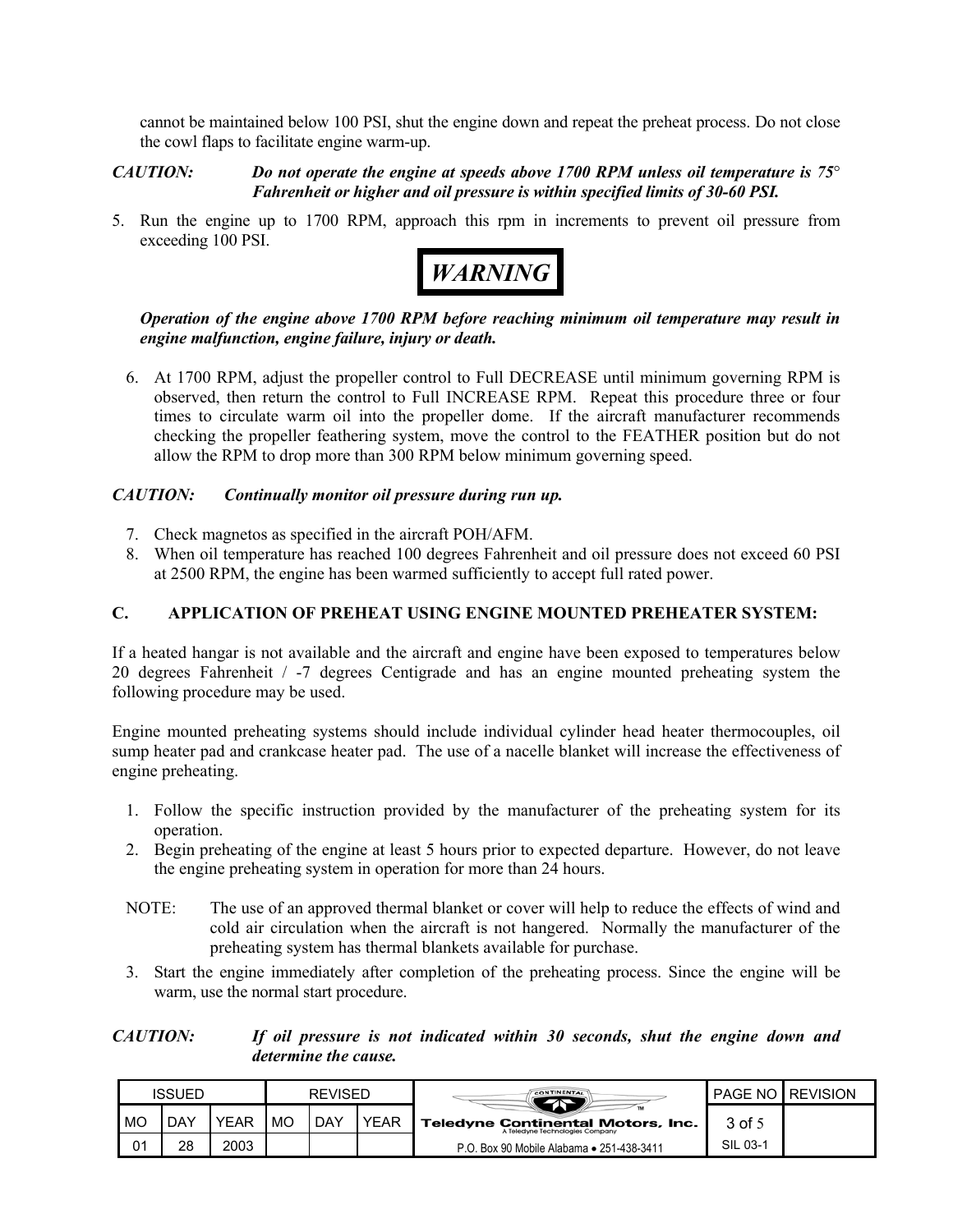cannot be maintained below 100 PSI, shut the engine down and repeat the preheat process. Do not close the cowl flaps to facilitate engine warm-up.

***CAUTION:*** ***Do not operate the engine at speeds above 1700 RPM unless oil temperature is 75° Fahrenheit or higher and oil pressure is within specified limits of 30-60 PSI.***

5. Run the engine up to 1700 RPM, approach this rpm in increments to prevent oil pressure from exceeding 100 PSI.

***WARNING***

***Operation of the engine above 1700 RPM before reaching minimum oil temperature may result in engine malfunction, engine failure, injury or death.***

6. At 1700 RPM, adjust the propeller control to Full DECREASE until minimum governing RPM is observed, then return the control to Full INCREASE RPM. Repeat this procedure three or four times to circulate warm oil into the propeller dome. If the aircraft manufacturer recommends checking the propeller feathering system, move the control to the FEATHER position but do not allow the RPM to drop more than 300 RPM below minimum governing speed.

***CAUTION:*** ***Continually monitor oil pressure during run up.***

7. Check magnetos as specified in the aircraft POH/AFM.
8. When oil temperature has reached 100 degrees Fahrenheit and oil pressure does not exceed 60 PSI at 2500 RPM, the engine has been warmed sufficiently to accept full rated power.

## C. APPLICATION OF PREHEAT USING ENGINE MOUNTED PREHEATER SYSTEM:

If a heated hangar is not available and the aircraft and engine have been exposed to temperatures below 20 degrees Fahrenheit / -7 degrees Centigrade and has an engine mounted preheating system the following procedure may be used.

Engine mounted preheating systems should include individual cylinder head heater thermocouples, oil sump heater pad and crankcase heater pad. The use of a nacelle blanket will increase the effectiveness of engine preheating.

1. Follow the specific instruction provided by the manufacturer of the preheating system for its operation.
2. Begin preheating of the engine at least 5 hours prior to expected departure. However, do not leave the engine preheating system in operation for more than 24 hours.

NOTE: The use of an approved thermal blanket or cover will help to reduce the effects of wind and cold air circulation when the aircraft is not hangered. Normally the manufacturer of the preheating system has thermal blankets available for purchase.

3. Start the engine immediately after completion of the preheating process. Since the engine will be warm, use the normal start procedure.

***CAUTION:*** ***If oil pressure is not indicated within 30 seconds, shut the engine down and determine the cause.***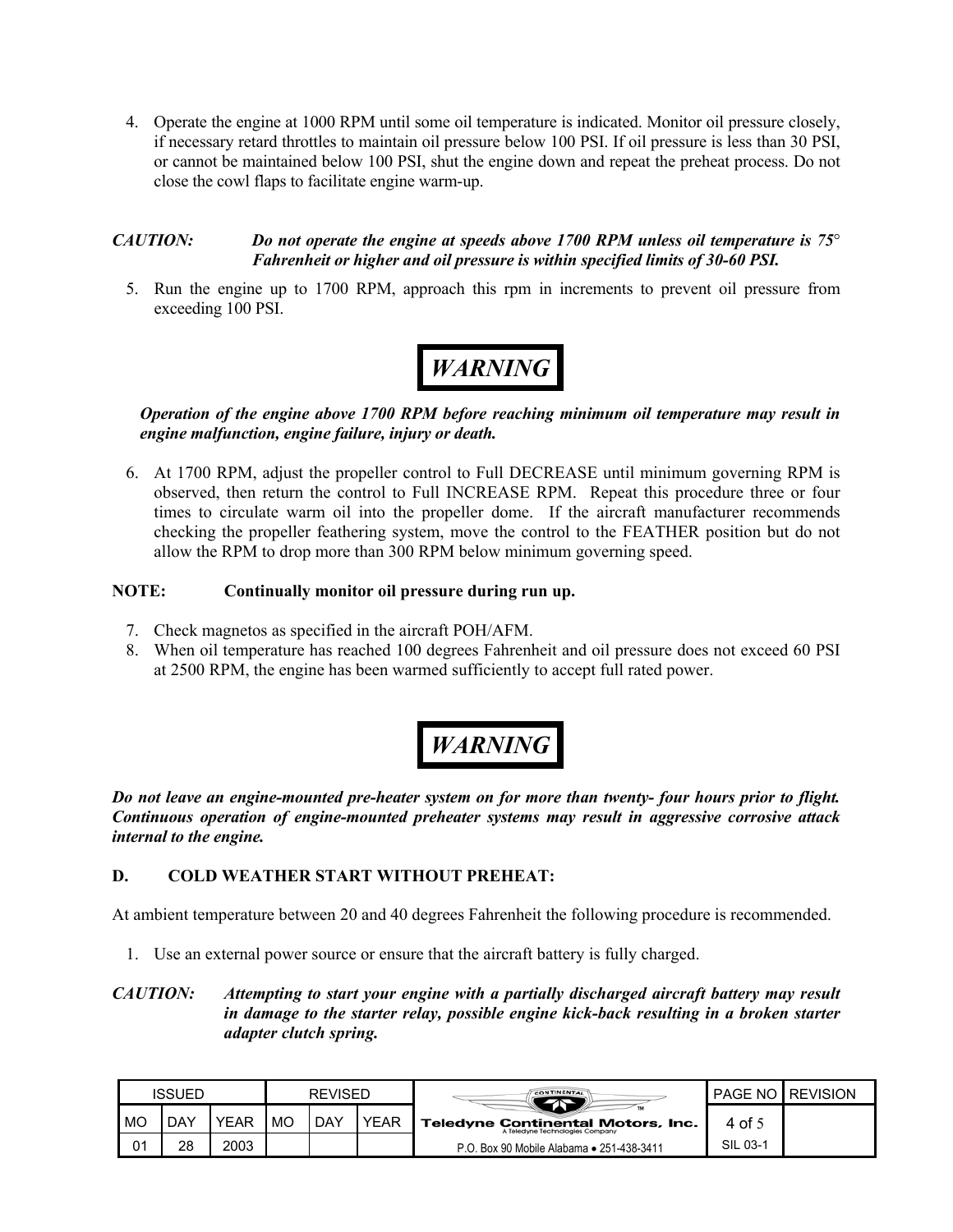4. Operate the engine at 1000 RPM until some oil temperature is indicated. Monitor oil pressure closely, if necessary retard throttles to maintain oil pressure below 100 PSI. If oil pressure is less than 30 PSI, or cannot be maintained below 100 PSI, shut the engine down and repeat the preheat process. Do not close the cowl flaps to facilitate engine warm-up.

***CAUTION:*** ***Do not operate the engine at speeds above 1700 RPM unless oil temperature is 75° Fahrenheit or higher and oil pressure is within specified limits of 30-60 PSI.***

5. Run the engine up to 1700 RPM, approach this rpm in increments to prevent oil pressure from exceeding 100 PSI.

***WARNING***

***Operation of the engine above 1700 RPM before reaching minimum oil temperature may result in engine malfunction, engine failure, injury or death.***

6. At 1700 RPM, adjust the propeller control to Full DECREASE until minimum governing RPM is observed, then return the control to Full INCREASE RPM. Repeat this procedure three or four times to circulate warm oil into the propeller dome. If the aircraft manufacturer recommends checking the propeller feathering system, move the control to the FEATHER position but do not allow the RPM to drop more than 300 RPM below minimum governing speed.

**NOTE:** **Continually monitor oil pressure during run up.**

7. Check magnetos as specified in the aircraft POH/AFM.
8. When oil temperature has reached 100 degrees Fahrenheit and oil pressure does not exceed 60 PSI at 2500 RPM, the engine has been warmed sufficiently to accept full rated power.

***WARNING***

***Do not leave an engine-mounted pre-heater system on for more than twenty- four hours prior to flight. Continuous operation of engine-mounted preheater systems may result in aggressive corrosive attack internal to the engine.***

### D. COLD WEATHER START WITHOUT PREHEAT:

At ambient temperature between 20 and 40 degrees Fahrenheit the following procedure is recommended.

1. Use an external power source or ensure that the aircraft battery is fully charged.

***CAUTION:*** ***Attempting to start your engine with a partially discharged aircraft battery may result in damage to the starter relay, possible engine kick-back resulting in a broken starter adapter clutch spring.***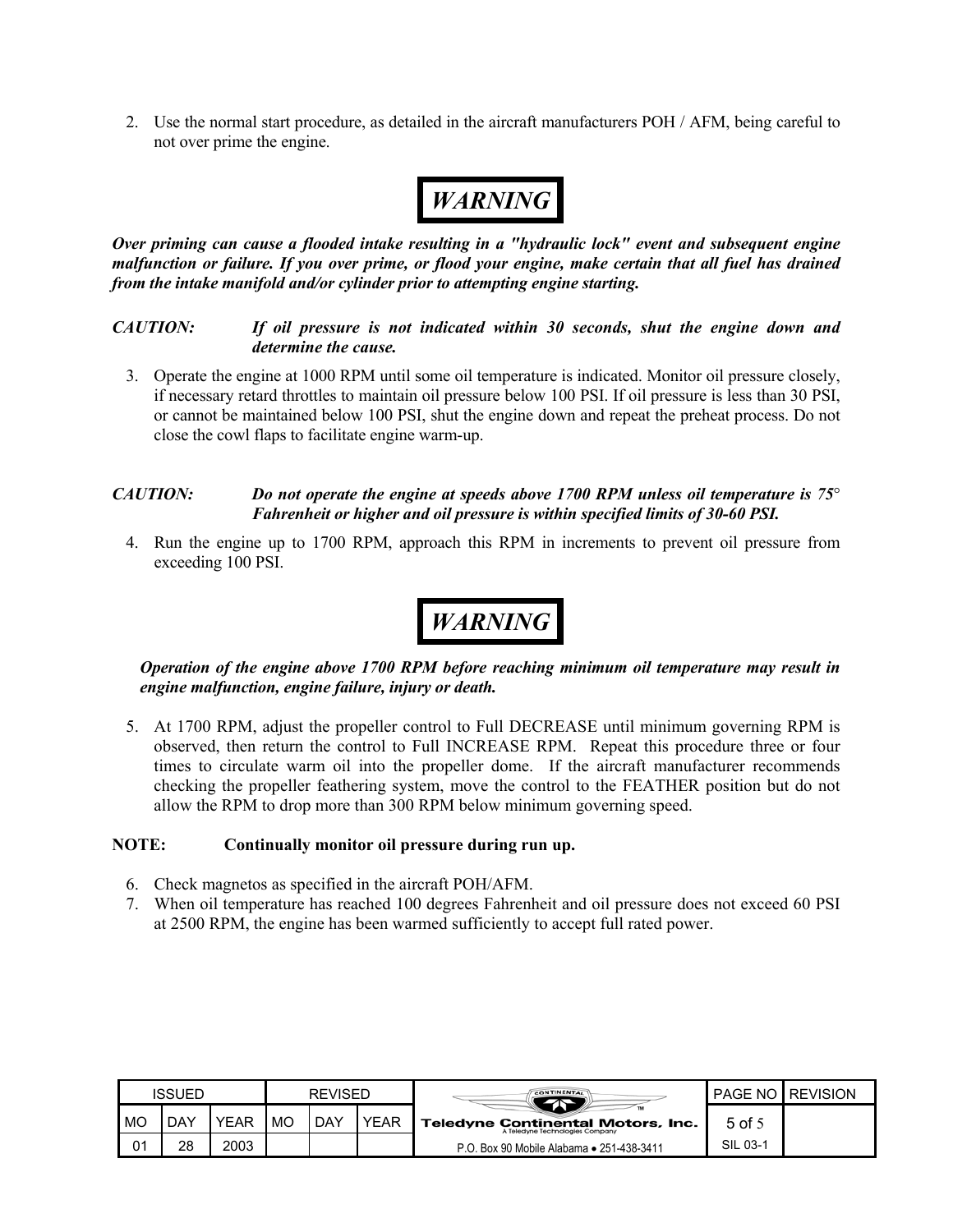2. Use the normal start procedure, as detailed in the aircraft manufacturers POH / AFM, being careful to not over prime the engine.

## *WARNING*

***Over priming can cause a flooded intake resulting in a "hydraulic lock" event and subsequent engine malfunction or failure. If you over prime, or flood your engine, make certain that all fuel has drained from the intake manifold and/or cylinder prior to attempting engine starting.***

***CAUTION: If oil pressure is not indicated within 30 seconds, shut the engine down and determine the cause.***

3. Operate the engine at 1000 RPM until some oil temperature is indicated. Monitor oil pressure closely, if necessary retard throttles to maintain oil pressure below 100 PSI. If oil pressure is less than 30 PSI, or cannot be maintained below 100 PSI, shut the engine down and repeat the preheat process. Do not close the cowl flaps to facilitate engine warm-up.

***CAUTION: Do not operate the engine at speeds above 1700 RPM unless oil temperature is 75° Fahrenheit or higher and oil pressure is within specified limits of 30-60 PSI.***

4. Run the engine up to 1700 RPM, approach this RPM in increments to prevent oil pressure from exceeding 100 PSI.

## *WARNING*

***Operation of the engine above 1700 RPM before reaching minimum oil temperature may result in engine malfunction, engine failure, injury or death.***

5. At 1700 RPM, adjust the propeller control to Full DECREASE until minimum governing RPM is observed, then return the control to Full INCREASE RPM. Repeat this procedure three or four times to circulate warm oil into the propeller dome. If the aircraft manufacturer recommends checking the propeller feathering system, move the control to the FEATHER position but do not allow the RPM to drop more than 300 RPM below minimum governing speed.

**NOTE: Continually monitor oil pressure during run up.**

6. Check magnetos as specified in the aircraft POH/AFM.
7. When oil temperature has reached 100 degrees Fahrenheit and oil pressure does not exceed 60 PSI at 2500 RPM, the engine has been warmed sufficiently to accept full rated power.